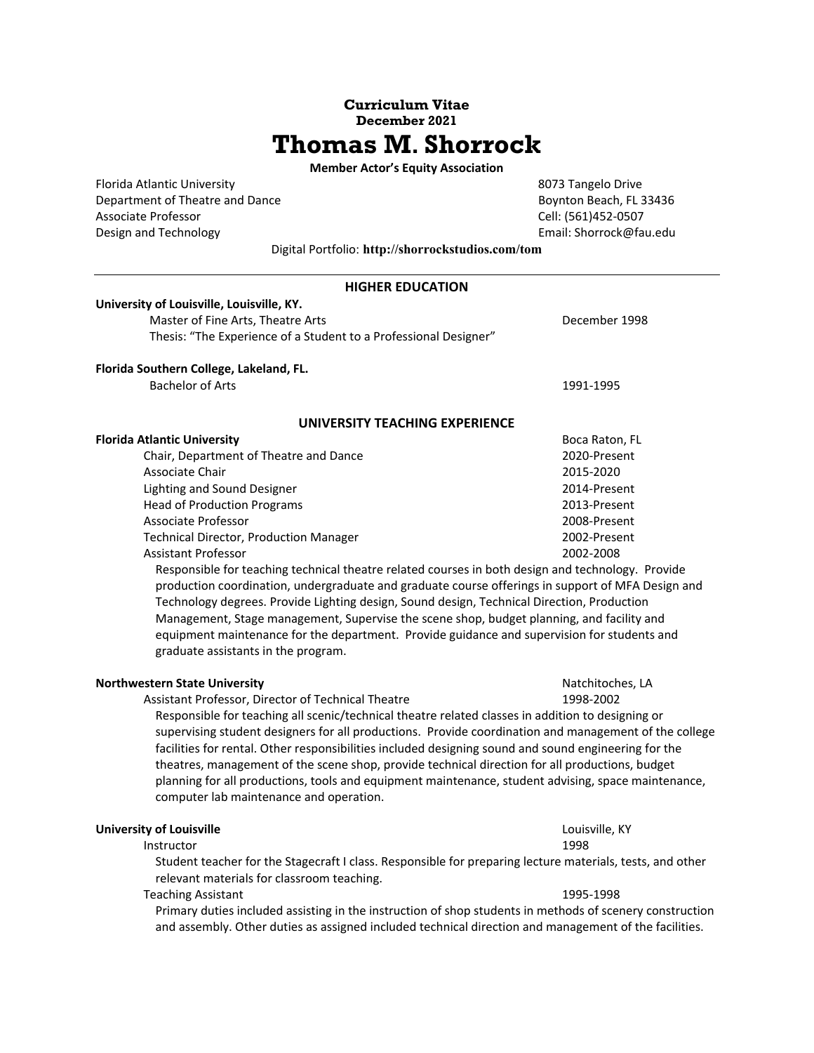**Curriculum Vitae**
**December 2021**

# Thomas M. Shorrock

**Member Actor's Equity Association**

Florida Atlantic University
Department of Theatre and Dance
Associate Professor
Design and Technology

8073 Tangelo Drive
Boynton Beach, FL 33436
Cell: (561)452-0507
Email: Shorrock@fau.edu

Digital Portfolio: **http://shorrockstudios.com/tom**

---

## HIGHER EDUCATION

**University of Louisville, Louisville, KY.**
Master of Fine Arts, Theatre Arts — December 1998
Thesis: "The Experience of a Student to a Professional Designer"

**Florida Southern College, Lakeland, FL.**
Bachelor of Arts — 1991-1995

## UNIVERSITY TEACHING EXPERIENCE

**Florida Atlantic University** — Boca Raton, FL

- Chair, Department of Theatre and Dance — 2020-Present
- Associate Chair — 2015-2020
- Lighting and Sound Designer — 2014-Present
- Head of Production Programs — 2013-Present
- Associate Professor — 2008-Present
- Technical Director, Production Manager — 2002-Present
- Assistant Professor — 2002-2008

Responsible for teaching technical theatre related courses in both design and technology. Provide production coordination, undergraduate and graduate course offerings in support of MFA Design and Technology degrees. Provide Lighting design, Sound design, Technical Direction, Production Management, Stage management, Supervise the scene shop, budget planning, and facility and equipment maintenance for the department. Provide guidance and supervision for students and graduate assistants in the program.

**Northwestern State University** — Natchitoches, LA

Assistant Professor, Director of Technical Theatre — 1998-2002

Responsible for teaching all scenic/technical theatre related classes in addition to designing or supervising student designers for all productions. Provide coordination and management of the college facilities for rental. Other responsibilities included designing sound and sound engineering for the theatres, management of the scene shop, provide technical direction for all productions, budget planning for all productions, tools and equipment maintenance, student advising, space maintenance, computer lab maintenance and operation.

**University of Louisville** — Louisville, KY

Instructor — 1998

Student teacher for the Stagecraft I class. Responsible for preparing lecture materials, tests, and other relevant materials for classroom teaching.

Teaching Assistant — 1995-1998

Primary duties included assisting in the instruction of shop students in methods of scenery construction and assembly. Other duties as assigned included technical direction and management of the facilities.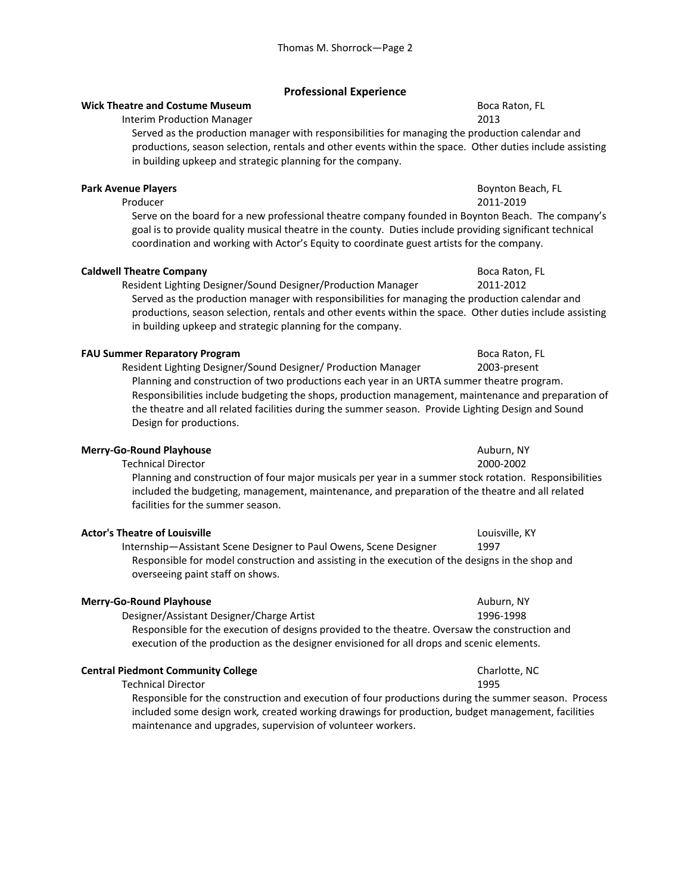## Professional Experience

**Wick Theatre and Costume Museum** — Boca Raton, FL
Interim Production Manager — 2013
Served as the production manager with responsibilities for managing the production calendar and productions, season selection, rentals and other events within the space. Other duties include assisting in building upkeep and strategic planning for the company.

**Park Avenue Players** — Boynton Beach, FL
Producer — 2011-2019
Serve on the board for a new professional theatre company founded in Boynton Beach. The company's goal is to provide quality musical theatre in the county. Duties include providing significant technical coordination and working with Actor's Equity to coordinate guest artists for the company.

**Caldwell Theatre Company** — Boca Raton, FL
Resident Lighting Designer/Sound Designer/Production Manager — 2011-2012
Served as the production manager with responsibilities for managing the production calendar and productions, season selection, rentals and other events within the space. Other duties include assisting in building upkeep and strategic planning for the company.

**FAU Summer Reparatory Program** — Boca Raton, FL
Resident Lighting Designer/Sound Designer/ Production Manager — 2003-present
Planning and construction of two productions each year in an URTA summer theatre program. Responsibilities include budgeting the shops, production management, maintenance and preparation of the theatre and all related facilities during the summer season. Provide Lighting Design and Sound Design for productions.

**Merry-Go-Round Playhouse** — Auburn, NY
Technical Director — 2000-2002
Planning and construction of four major musicals per year in a summer stock rotation. Responsibilities included the budgeting, management, maintenance, and preparation of the theatre and all related facilities for the summer season.

**Actor's Theatre of Louisville** — Louisville, KY
Internship—Assistant Scene Designer to Paul Owens, Scene Designer — 1997
Responsible for model construction and assisting in the execution of the designs in the shop and overseeing paint staff on shows.

**Merry-Go-Round Playhouse** — Auburn, NY
Designer/Assistant Designer/Charge Artist — 1996-1998
Responsible for the execution of designs provided to the theatre. Oversaw the construction and execution of the production as the designer envisioned for all drops and scenic elements.

**Central Piedmont Community College** — Charlotte, NC
Technical Director — 1995
Responsible for the construction and execution of four productions during the summer season. Process included some design work, created working drawings for production, budget management, facilities maintenance and upgrades, supervision of volunteer workers.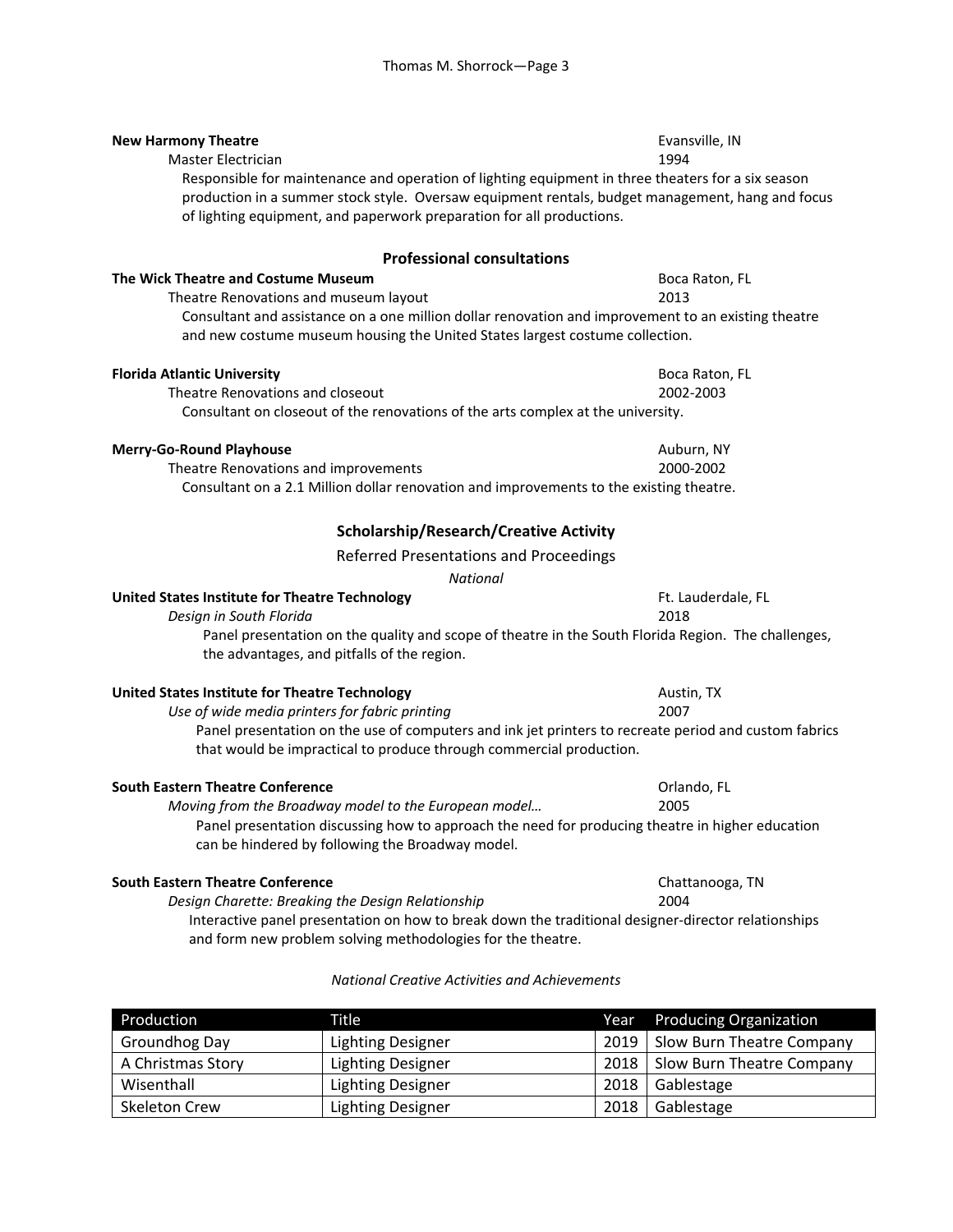**New Harmony Theatre** Evansville, IN

Master Electrician 1994

Responsible for maintenance and operation of lighting equipment in three theaters for a six season production in a summer stock style. Oversaw equipment rentals, budget management, hang and focus of lighting equipment, and paperwork preparation for all productions.

## Professional consultations

**The Wick Theatre and Costume Museum** Boca Raton, FL

Theatre Renovations and museum layout 2013

Consultant and assistance on a one million dollar renovation and improvement to an existing theatre and new costume museum housing the United States largest costume collection.

**Florida Atlantic University** Boca Raton, FL

Theatre Renovations and closeout 2002-2003

Consultant on closeout of the renovations of the arts complex at the university.

**Merry-Go-Round Playhouse** Auburn, NY

Theatre Renovations and improvements 2000-2002

Consultant on a 2.1 Million dollar renovation and improvements to the existing theatre.

## Scholarship/Research/Creative Activity

### Referred Presentations and Proceedings

*National*

**United States Institute for Theatre Technology** Ft. Lauderdale, FL

*Design in South Florida* 2018

Panel presentation on the quality and scope of theatre in the South Florida Region. The challenges, the advantages, and pitfalls of the region.

**United States Institute for Theatre Technology** Austin, TX

*Use of wide media printers for fabric printing* 2007

Panel presentation on the use of computers and ink jet printers to recreate period and custom fabrics that would be impractical to produce through commercial production.

**South Eastern Theatre Conference** Orlando, FL

*Moving from the Broadway model to the European model…* 2005

Panel presentation discussing how to approach the need for producing theatre in higher education can be hindered by following the Broadway model.

**South Eastern Theatre Conference** Chattanooga, TN

*Design Charette: Breaking the Design Relationship* 2004

Interactive panel presentation on how to break down the traditional designer-director relationships and form new problem solving methodologies for the theatre.

*National Creative Activities and Achievements*

| Production | Title | Year | Producing Organization |
|---|---|---|---|
| Groundhog Day | Lighting Designer | 2019 | Slow Burn Theatre Company |
| A Christmas Story | Lighting Designer | 2018 | Slow Burn Theatre Company |
| Wisenthall | Lighting Designer | 2018 | Gablestage |
| Skeleton Crew | Lighting Designer | 2018 | Gablestage |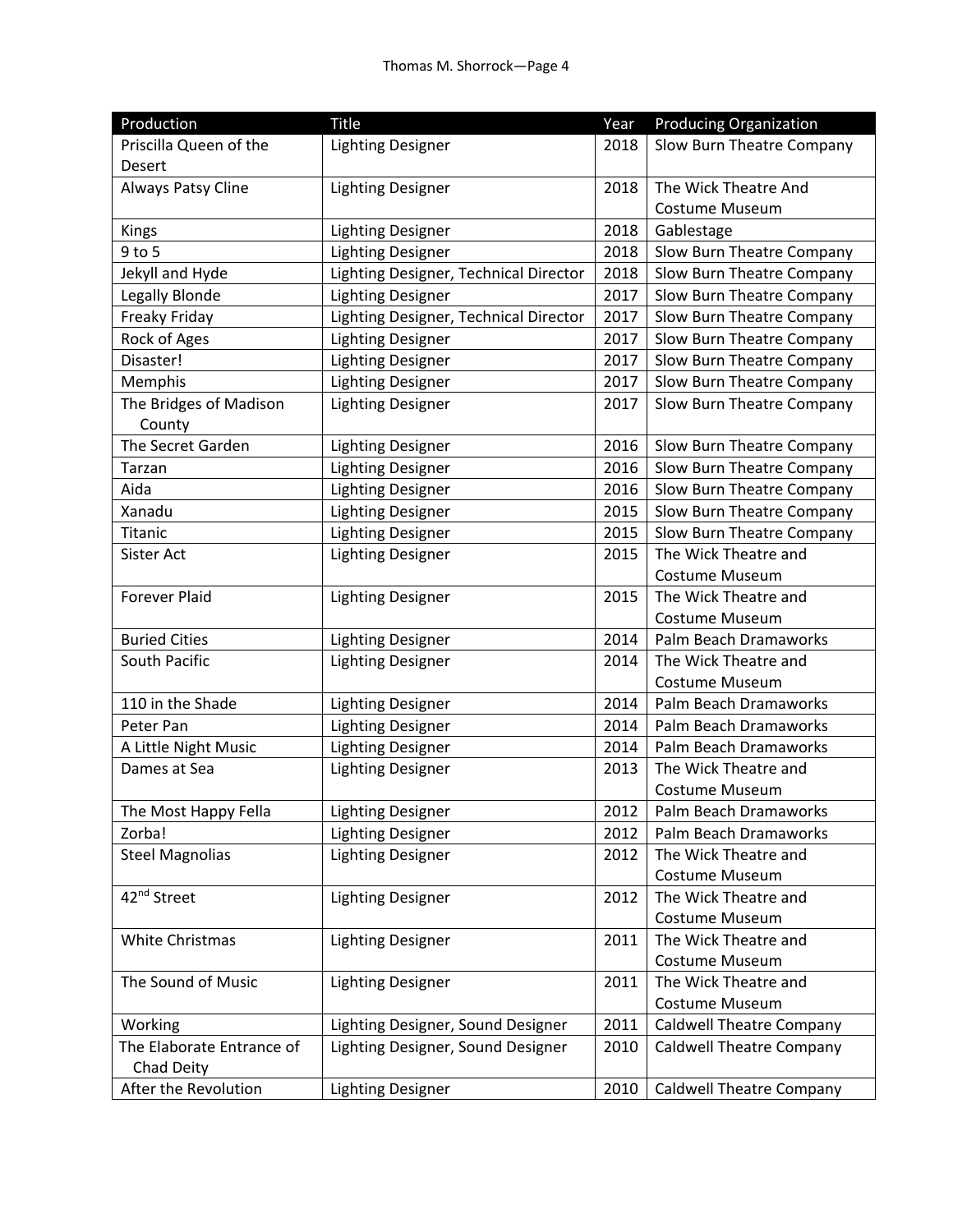| Production | Title | Year | Producing Organization |
|---|---|---|---|
| Priscilla Queen of the Desert | Lighting Designer | 2018 | Slow Burn Theatre Company |
| Always Patsy Cline | Lighting Designer | 2018 | The Wick Theatre And Costume Museum |
| Kings | Lighting Designer | 2018 | Gablestage |
| 9 to 5 | Lighting Designer | 2018 | Slow Burn Theatre Company |
| Jekyll and Hyde | Lighting Designer, Technical Director | 2018 | Slow Burn Theatre Company |
| Legally Blonde | Lighting Designer | 2017 | Slow Burn Theatre Company |
| Freaky Friday | Lighting Designer, Technical Director | 2017 | Slow Burn Theatre Company |
| Rock of Ages | Lighting Designer | 2017 | Slow Burn Theatre Company |
| Disaster! | Lighting Designer | 2017 | Slow Burn Theatre Company |
| Memphis | Lighting Designer | 2017 | Slow Burn Theatre Company |
| The Bridges of Madison County | Lighting Designer | 2017 | Slow Burn Theatre Company |
| The Secret Garden | Lighting Designer | 2016 | Slow Burn Theatre Company |
| Tarzan | Lighting Designer | 2016 | Slow Burn Theatre Company |
| Aida | Lighting Designer | 2016 | Slow Burn Theatre Company |
| Xanadu | Lighting Designer | 2015 | Slow Burn Theatre Company |
| Titanic | Lighting Designer | 2015 | Slow Burn Theatre Company |
| Sister Act | Lighting Designer | 2015 | The Wick Theatre and Costume Museum |
| Forever Plaid | Lighting Designer | 2015 | The Wick Theatre and Costume Museum |
| Buried Cities | Lighting Designer | 2014 | Palm Beach Dramaworks |
| South Pacific | Lighting Designer | 2014 | The Wick Theatre and Costume Museum |
| 110 in the Shade | Lighting Designer | 2014 | Palm Beach Dramaworks |
| Peter Pan | Lighting Designer | 2014 | Palm Beach Dramaworks |
| A Little Night Music | Lighting Designer | 2014 | Palm Beach Dramaworks |
| Dames at Sea | Lighting Designer | 2013 | The Wick Theatre and Costume Museum |
| The Most Happy Fella | Lighting Designer | 2012 | Palm Beach Dramaworks |
| Zorba! | Lighting Designer | 2012 | Palm Beach Dramaworks |
| Steel Magnolias | Lighting Designer | 2012 | The Wick Theatre and Costume Museum |
| 42nd Street | Lighting Designer | 2012 | The Wick Theatre and Costume Museum |
| White Christmas | Lighting Designer | 2011 | The Wick Theatre and Costume Museum |
| The Sound of Music | Lighting Designer | 2011 | The Wick Theatre and Costume Museum |
| Working | Lighting Designer, Sound Designer | 2011 | Caldwell Theatre Company |
| The Elaborate Entrance of Chad Deity | Lighting Designer, Sound Designer | 2010 | Caldwell Theatre Company |
| After the Revolution | Lighting Designer | 2010 | Caldwell Theatre Company |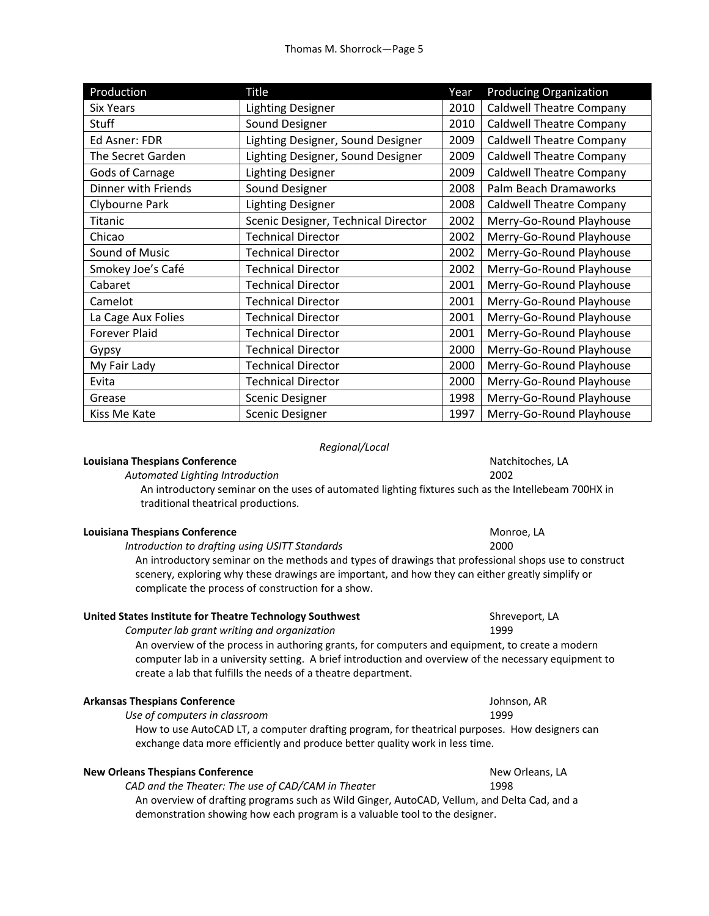| Production | Title | Year | Producing Organization |
|---|---|---|---|
| Six Years | Lighting Designer | 2010 | Caldwell Theatre Company |
| Stuff | Sound Designer | 2010 | Caldwell Theatre Company |
| Ed Asner: FDR | Lighting Designer, Sound Designer | 2009 | Caldwell Theatre Company |
| The Secret Garden | Lighting Designer, Sound Designer | 2009 | Caldwell Theatre Company |
| Gods of Carnage | Lighting Designer | 2009 | Caldwell Theatre Company |
| Dinner with Friends | Sound Designer | 2008 | Palm Beach Dramaworks |
| Clybourne Park | Lighting Designer | 2008 | Caldwell Theatre Company |
| Titanic | Scenic Designer, Technical Director | 2002 | Merry-Go-Round Playhouse |
| Chicao | Technical Director | 2002 | Merry-Go-Round Playhouse |
| Sound of Music | Technical Director | 2002 | Merry-Go-Round Playhouse |
| Smokey Joe's Café | Technical Director | 2002 | Merry-Go-Round Playhouse |
| Cabaret | Technical Director | 2001 | Merry-Go-Round Playhouse |
| Camelot | Technical Director | 2001 | Merry-Go-Round Playhouse |
| La Cage Aux Folies | Technical Director | 2001 | Merry-Go-Round Playhouse |
| Forever Plaid | Technical Director | 2001 | Merry-Go-Round Playhouse |
| Gypsy | Technical Director | 2000 | Merry-Go-Round Playhouse |
| My Fair Lady | Technical Director | 2000 | Merry-Go-Round Playhouse |
| Evita | Technical Director | 2000 | Merry-Go-Round Playhouse |
| Grease | Scenic Designer | 1998 | Merry-Go-Round Playhouse |
| Kiss Me Kate | Scenic Designer | 1997 | Merry-Go-Round Playhouse |

*Regional/Local*

**Louisiana Thespians Conference** — Natchitoches, LA

*Automated Lighting Introduction* — 2002

An introductory seminar on the uses of automated lighting fixtures such as the Intellebeam 700HX in traditional theatrical productions.

**Louisiana Thespians Conference** — Monroe, LA

*Introduction to drafting using USITT Standards* — 2000

An introductory seminar on the methods and types of drawings that professional shops use to construct scenery, exploring why these drawings are important, and how they can either greatly simplify or complicate the process of construction for a show.

**United States Institute for Theatre Technology Southwest** — Shreveport, LA

*Computer lab grant writing and organization* — 1999

An overview of the process in authoring grants, for computers and equipment, to create a modern computer lab in a university setting. A brief introduction and overview of the necessary equipment to create a lab that fulfills the needs of a theatre department.

**Arkansas Thespians Conference** — Johnson, AR

*Use of computers in classroom* — 1999

How to use AutoCAD LT, a computer drafting program, for theatrical purposes. How designers can exchange data more efficiently and produce better quality work in less time.

**New Orleans Thespians Conference** — New Orleans, LA

*CAD and the Theater: The use of CAD/CAM in Theater* — 1998

An overview of drafting programs such as Wild Ginger, AutoCAD, Vellum, and Delta Cad, and a demonstration showing how each program is a valuable tool to the designer.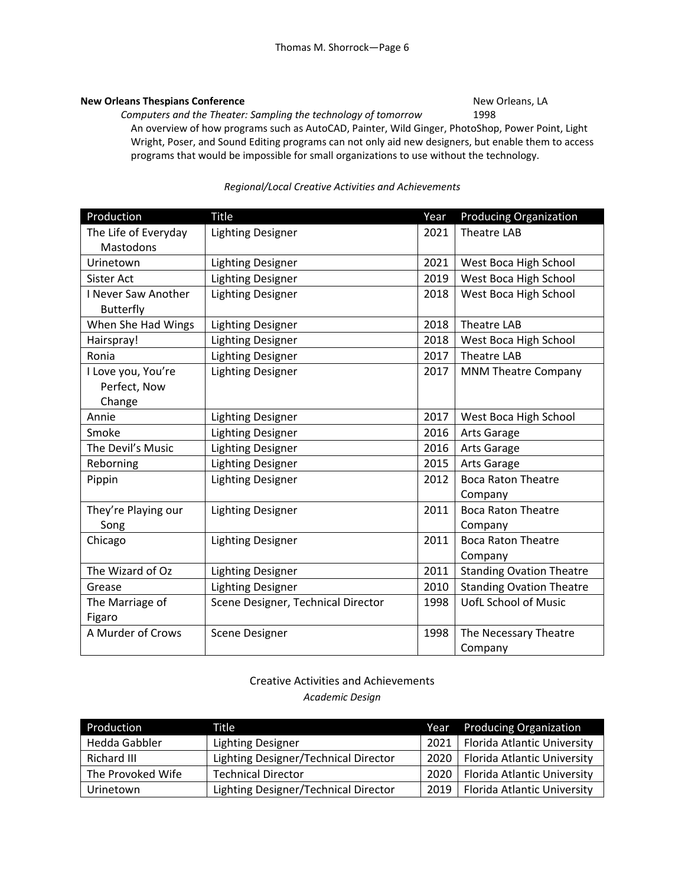**New Orleans Thespians Conference** New Orleans, LA

*Computers and the Theater: Sampling the technology of tomorrow* 1998

An overview of how programs such as AutoCAD, Painter, Wild Ginger, PhotoShop, Power Point, Light Wright, Poser, and Sound Editing programs can not only aid new designers, but enable them to access programs that would be impossible for small organizations to use without the technology.

*Regional/Local Creative Activities and Achievements*

| Production | Title | Year | Producing Organization |
|---|---|---|---|
| The Life of Everyday Mastodons | Lighting Designer | 2021 | Theatre LAB |
| Urinetown | Lighting Designer | 2021 | West Boca High School |
| Sister Act | Lighting Designer | 2019 | West Boca High School |
| I Never Saw Another Butterfly | Lighting Designer | 2018 | West Boca High School |
| When She Had Wings | Lighting Designer | 2018 | Theatre LAB |
| Hairspray! | Lighting Designer | 2018 | West Boca High School |
| Ronia | Lighting Designer | 2017 | Theatre LAB |
| I Love you, You're Perfect, Now Change | Lighting Designer | 2017 | MNM Theatre Company |
| Annie | Lighting Designer | 2017 | West Boca High School |
| Smoke | Lighting Designer | 2016 | Arts Garage |
| The Devil's Music | Lighting Designer | 2016 | Arts Garage |
| Reborning | Lighting Designer | 2015 | Arts Garage |
| Pippin | Lighting Designer | 2012 | Boca Raton Theatre Company |
| They're Playing our Song | Lighting Designer | 2011 | Boca Raton Theatre Company |
| Chicago | Lighting Designer | 2011 | Boca Raton Theatre Company |
| The Wizard of Oz | Lighting Designer | 2011 | Standing Ovation Theatre |
| Grease | Lighting Designer | 2010 | Standing Ovation Theatre |
| The Marriage of Figaro | Scene Designer, Technical Director | 1998 | UofL School of Music |
| A Murder of Crows | Scene Designer | 1998 | The Necessary Theatre Company |

Creative Activities and Achievements

*Academic Design*

| Production | Title | Year | Producing Organization |
|---|---|---|---|
| Hedda Gabbler | Lighting Designer | 2021 | Florida Atlantic University |
| Richard III | Lighting Designer/Technical Director | 2020 | Florida Atlantic University |
| The Provoked Wife | Technical Director | 2020 | Florida Atlantic University |
| Urinetown | Lighting Designer/Technical Director | 2019 | Florida Atlantic University |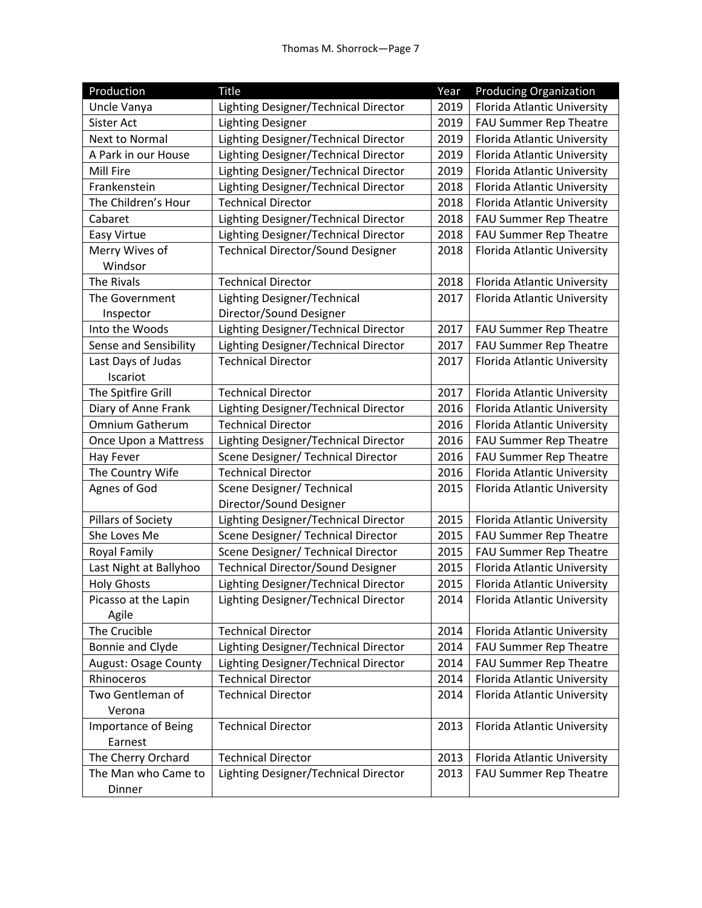| Production | Title | Year | Producing Organization |
|---|---|---|---|
| Uncle Vanya | Lighting Designer/Technical Director | 2019 | Florida Atlantic University |
| Sister Act | Lighting Designer | 2019 | FAU Summer Rep Theatre |
| Next to Normal | Lighting Designer/Technical Director | 2019 | Florida Atlantic University |
| A Park in our House | Lighting Designer/Technical Director | 2019 | Florida Atlantic University |
| Mill Fire | Lighting Designer/Technical Director | 2019 | Florida Atlantic University |
| Frankenstein | Lighting Designer/Technical Director | 2018 | Florida Atlantic University |
| The Children's Hour | Technical Director | 2018 | Florida Atlantic University |
| Cabaret | Lighting Designer/Technical Director | 2018 | FAU Summer Rep Theatre |
| Easy Virtue | Lighting Designer/Technical Director | 2018 | FAU Summer Rep Theatre |
| Merry Wives of Windsor | Technical Director/Sound Designer | 2018 | Florida Atlantic University |
| The Rivals | Technical Director | 2018 | Florida Atlantic University |
| The Government Inspector | Lighting Designer/Technical Director/Sound Designer | 2017 | Florida Atlantic University |
| Into the Woods | Lighting Designer/Technical Director | 2017 | FAU Summer Rep Theatre |
| Sense and Sensibility | Lighting Designer/Technical Director | 2017 | FAU Summer Rep Theatre |
| Last Days of Judas Iscariot | Technical Director | 2017 | Florida Atlantic University |
| The Spitfire Grill | Technical Director | 2017 | Florida Atlantic University |
| Diary of Anne Frank | Lighting Designer/Technical Director | 2016 | Florida Atlantic University |
| Omnium Gatherum | Technical Director | 2016 | Florida Atlantic University |
| Once Upon a Mattress | Lighting Designer/Technical Director | 2016 | FAU Summer Rep Theatre |
| Hay Fever | Scene Designer/ Technical Director | 2016 | FAU Summer Rep Theatre |
| The Country Wife | Technical Director | 2016 | Florida Atlantic University |
| Agnes of God | Scene Designer/ Technical Director/Sound Designer | 2015 | Florida Atlantic University |
| Pillars of Society | Lighting Designer/Technical Director | 2015 | Florida Atlantic University |
| She Loves Me | Scene Designer/ Technical Director | 2015 | FAU Summer Rep Theatre |
| Royal Family | Scene Designer/ Technical Director | 2015 | FAU Summer Rep Theatre |
| Last Night at Ballyhoo | Technical Director/Sound Designer | 2015 | Florida Atlantic University |
| Holy Ghosts | Lighting Designer/Technical Director | 2015 | Florida Atlantic University |
| Picasso at the Lapin Agile | Lighting Designer/Technical Director | 2014 | Florida Atlantic University |
| The Crucible | Technical Director | 2014 | Florida Atlantic University |
| Bonnie and Clyde | Lighting Designer/Technical Director | 2014 | FAU Summer Rep Theatre |
| August: Osage County | Lighting Designer/Technical Director | 2014 | FAU Summer Rep Theatre |
| Rhinoceros | Technical Director | 2014 | Florida Atlantic University |
| Two Gentleman of Verona | Technical Director | 2014 | Florida Atlantic University |
| Importance of Being Earnest | Technical Director | 2013 | Florida Atlantic University |
| The Cherry Orchard | Technical Director | 2013 | Florida Atlantic University |
| The Man who Came to Dinner | Lighting Designer/Technical Director | 2013 | FAU Summer Rep Theatre |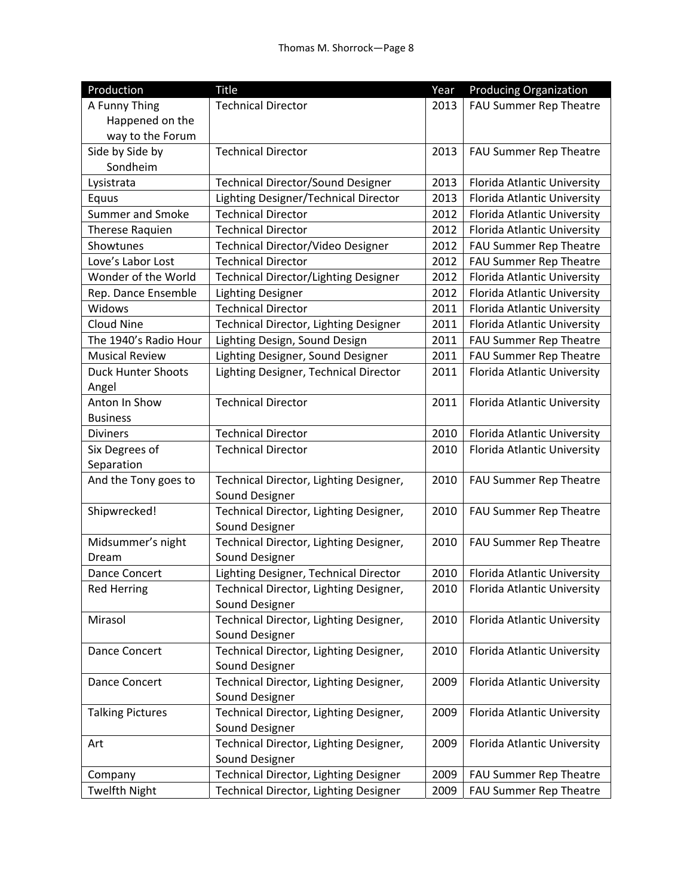| Production | Title | Year | Producing Organization |
| --- | --- | --- | --- |
| A Funny Thing Happened on the way to the Forum | Technical Director | 2013 | FAU Summer Rep Theatre |
| Side by Side by Sondheim | Technical Director | 2013 | FAU Summer Rep Theatre |
| Lysistrata | Technical Director/Sound Designer | 2013 | Florida Atlantic University |
| Equus | Lighting Designer/Technical Director | 2013 | Florida Atlantic University |
| Summer and Smoke | Technical Director | 2012 | Florida Atlantic University |
| Therese Raquien | Technical Director | 2012 | Florida Atlantic University |
| Showtunes | Technical Director/Video Designer | 2012 | FAU Summer Rep Theatre |
| Love's Labor Lost | Technical Director | 2012 | FAU Summer Rep Theatre |
| Wonder of the World | Technical Director/Lighting Designer | 2012 | Florida Atlantic University |
| Rep. Dance Ensemble | Lighting Designer | 2012 | Florida Atlantic University |
| Widows | Technical Director | 2011 | Florida Atlantic University |
| Cloud Nine | Technical Director, Lighting Designer | 2011 | Florida Atlantic University |
| The 1940's Radio Hour | Lighting Design, Sound Design | 2011 | FAU Summer Rep Theatre |
| Musical Review | Lighting Designer, Sound Designer | 2011 | FAU Summer Rep Theatre |
| Duck Hunter Shoots Angel | Lighting Designer, Technical Director | 2011 | Florida Atlantic University |
| Anton In Show Business | Technical Director | 2011 | Florida Atlantic University |
| Diviners | Technical Director | 2010 | Florida Atlantic University |
| Six Degrees of Separation | Technical Director | 2010 | Florida Atlantic University |
| And the Tony goes to | Technical Director, Lighting Designer, Sound Designer | 2010 | FAU Summer Rep Theatre |
| Shipwrecked! | Technical Director, Lighting Designer, Sound Designer | 2010 | FAU Summer Rep Theatre |
| Midsummer's night Dream | Technical Director, Lighting Designer, Sound Designer | 2010 | FAU Summer Rep Theatre |
| Dance Concert | Lighting Designer, Technical Director | 2010 | Florida Atlantic University |
| Red Herring | Technical Director, Lighting Designer, Sound Designer | 2010 | Florida Atlantic University |
| Mirasol | Technical Director, Lighting Designer, Sound Designer | 2010 | Florida Atlantic University |
| Dance Concert | Technical Director, Lighting Designer, Sound Designer | 2010 | Florida Atlantic University |
| Dance Concert | Technical Director, Lighting Designer, Sound Designer | 2009 | Florida Atlantic University |
| Talking Pictures | Technical Director, Lighting Designer, Sound Designer | 2009 | Florida Atlantic University |
| Art | Technical Director, Lighting Designer, Sound Designer | 2009 | Florida Atlantic University |
| Company | Technical Director, Lighting Designer | 2009 | FAU Summer Rep Theatre |
| Twelfth Night | Technical Director, Lighting Designer | 2009 | FAU Summer Rep Theatre |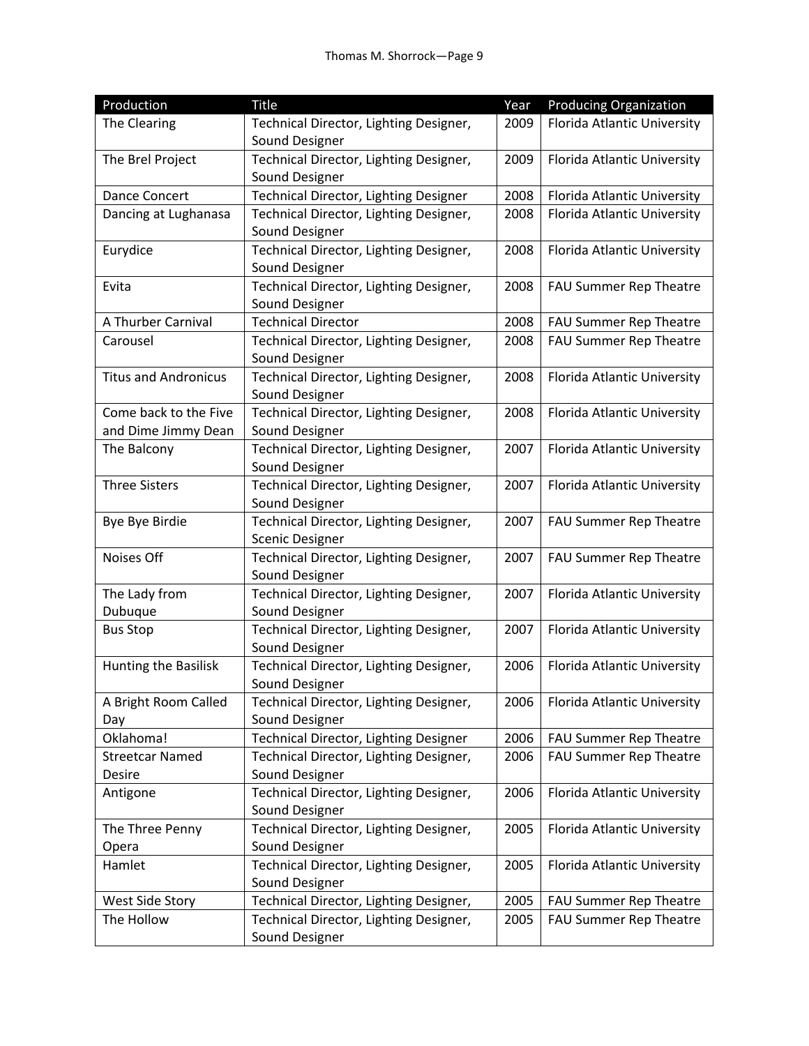| Production | Title | Year | Producing Organization |
|---|---|---|---|
| The Clearing | Technical Director, Lighting Designer, Sound Designer | 2009 | Florida Atlantic University |
| The Brel Project | Technical Director, Lighting Designer, Sound Designer | 2009 | Florida Atlantic University |
| Dance Concert | Technical Director, Lighting Designer | 2008 | Florida Atlantic University |
| Dancing at Lughanasa | Technical Director, Lighting Designer, Sound Designer | 2008 | Florida Atlantic University |
| Eurydice | Technical Director, Lighting Designer, Sound Designer | 2008 | Florida Atlantic University |
| Evita | Technical Director, Lighting Designer, Sound Designer | 2008 | FAU Summer Rep Theatre |
| A Thurber Carnival | Technical Director | 2008 | FAU Summer Rep Theatre |
| Carousel | Technical Director, Lighting Designer, Sound Designer | 2008 | FAU Summer Rep Theatre |
| Titus and Andronicus | Technical Director, Lighting Designer, Sound Designer | 2008 | Florida Atlantic University |
| Come back to the Five and Dime Jimmy Dean | Technical Director, Lighting Designer, Sound Designer | 2008 | Florida Atlantic University |
| The Balcony | Technical Director, Lighting Designer, Sound Designer | 2007 | Florida Atlantic University |
| Three Sisters | Technical Director, Lighting Designer, Sound Designer | 2007 | Florida Atlantic University |
| Bye Bye Birdie | Technical Director, Lighting Designer, Scenic Designer | 2007 | FAU Summer Rep Theatre |
| Noises Off | Technical Director, Lighting Designer, Sound Designer | 2007 | FAU Summer Rep Theatre |
| The Lady from Dubuque | Technical Director, Lighting Designer, Sound Designer | 2007 | Florida Atlantic University |
| Bus Stop | Technical Director, Lighting Designer, Sound Designer | 2007 | Florida Atlantic University |
| Hunting the Basilisk | Technical Director, Lighting Designer, Sound Designer | 2006 | Florida Atlantic University |
| A Bright Room Called Day | Technical Director, Lighting Designer, Sound Designer | 2006 | Florida Atlantic University |
| Oklahoma! | Technical Director, Lighting Designer | 2006 | FAU Summer Rep Theatre |
| Streetcar Named Desire | Technical Director, Lighting Designer, Sound Designer | 2006 | FAU Summer Rep Theatre |
| Antigone | Technical Director, Lighting Designer, Sound Designer | 2006 | Florida Atlantic University |
| The Three Penny Opera | Technical Director, Lighting Designer, Sound Designer | 2005 | Florida Atlantic University |
| Hamlet | Technical Director, Lighting Designer, Sound Designer | 2005 | Florida Atlantic University |
| West Side Story | Technical Director, Lighting Designer, | 2005 | FAU Summer Rep Theatre |
| The Hollow | Technical Director, Lighting Designer, Sound Designer | 2005 | FAU Summer Rep Theatre |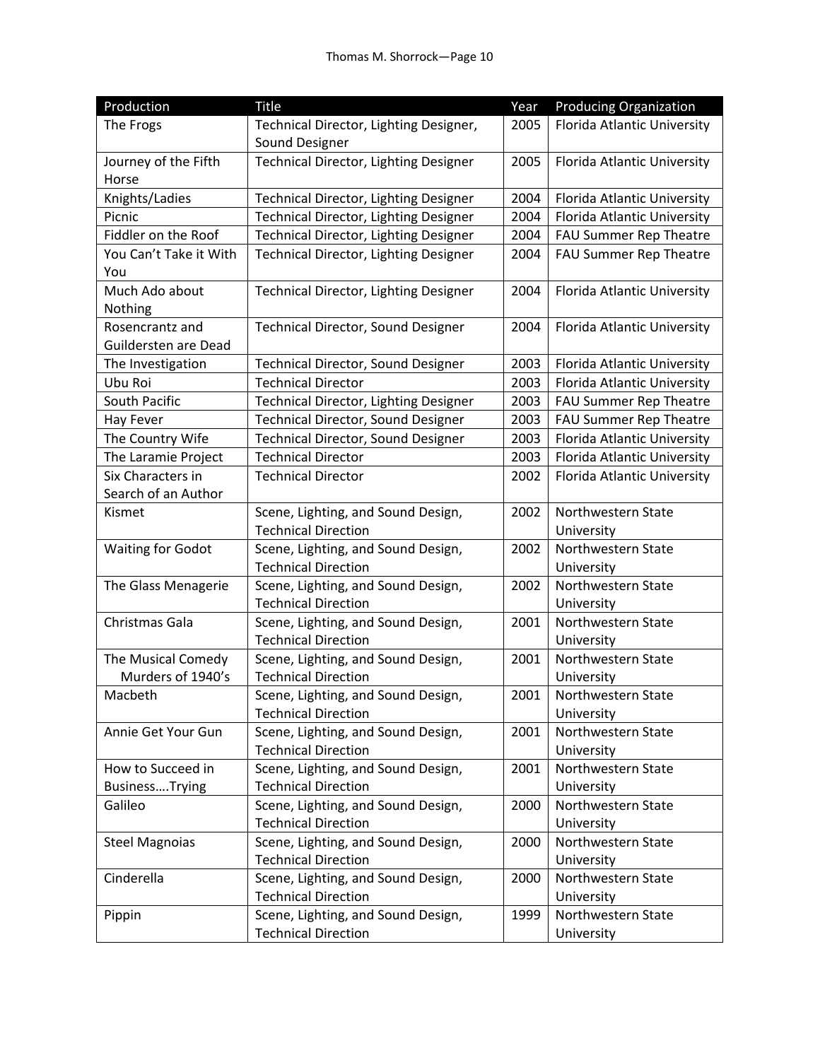| Production | Title | Year | Producing Organization |
|---|---|---|---|
| The Frogs | Technical Director, Lighting Designer, Sound Designer | 2005 | Florida Atlantic University |
| Journey of the Fifth Horse | Technical Director, Lighting Designer | 2005 | Florida Atlantic University |
| Knights/Ladies | Technical Director, Lighting Designer | 2004 | Florida Atlantic University |
| Picnic | Technical Director, Lighting Designer | 2004 | Florida Atlantic University |
| Fiddler on the Roof | Technical Director, Lighting Designer | 2004 | FAU Summer Rep Theatre |
| You Can't Take it With You | Technical Director, Lighting Designer | 2004 | FAU Summer Rep Theatre |
| Much Ado about Nothing | Technical Director, Lighting Designer | 2004 | Florida Atlantic University |
| Rosencrantz and Guildersten are Dead | Technical Director, Sound Designer | 2004 | Florida Atlantic University |
| The Investigation | Technical Director, Sound Designer | 2003 | Florida Atlantic University |
| Ubu Roi | Technical Director | 2003 | Florida Atlantic University |
| South Pacific | Technical Director, Lighting Designer | 2003 | FAU Summer Rep Theatre |
| Hay Fever | Technical Director, Sound Designer | 2003 | FAU Summer Rep Theatre |
| The Country Wife | Technical Director, Sound Designer | 2003 | Florida Atlantic University |
| The Laramie Project | Technical Director | 2003 | Florida Atlantic University |
| Six Characters in Search of an Author | Technical Director | 2002 | Florida Atlantic University |
| Kismet | Scene, Lighting, and Sound Design, Technical Direction | 2002 | Northwestern State University |
| Waiting for Godot | Scene, Lighting, and Sound Design, Technical Direction | 2002 | Northwestern State University |
| The Glass Menagerie | Scene, Lighting, and Sound Design, Technical Direction | 2002 | Northwestern State University |
| Christmas Gala | Scene, Lighting, and Sound Design, Technical Direction | 2001 | Northwestern State University |
| The Musical Comedy Murders of 1940's | Scene, Lighting, and Sound Design, Technical Direction | 2001 | Northwestern State University |
| Macbeth | Scene, Lighting, and Sound Design, Technical Direction | 2001 | Northwestern State University |
| Annie Get Your Gun | Scene, Lighting, and Sound Design, Technical Direction | 2001 | Northwestern State University |
| How to Succeed in Business….Trying | Scene, Lighting, and Sound Design, Technical Direction | 2001 | Northwestern State University |
| Galileo | Scene, Lighting, and Sound Design, Technical Direction | 2000 | Northwestern State University |
| Steel Magnoias | Scene, Lighting, and Sound Design, Technical Direction | 2000 | Northwestern State University |
| Cinderella | Scene, Lighting, and Sound Design, Technical Direction | 2000 | Northwestern State University |
| Pippin | Scene, Lighting, and Sound Design, Technical Direction | 1999 | Northwestern State University |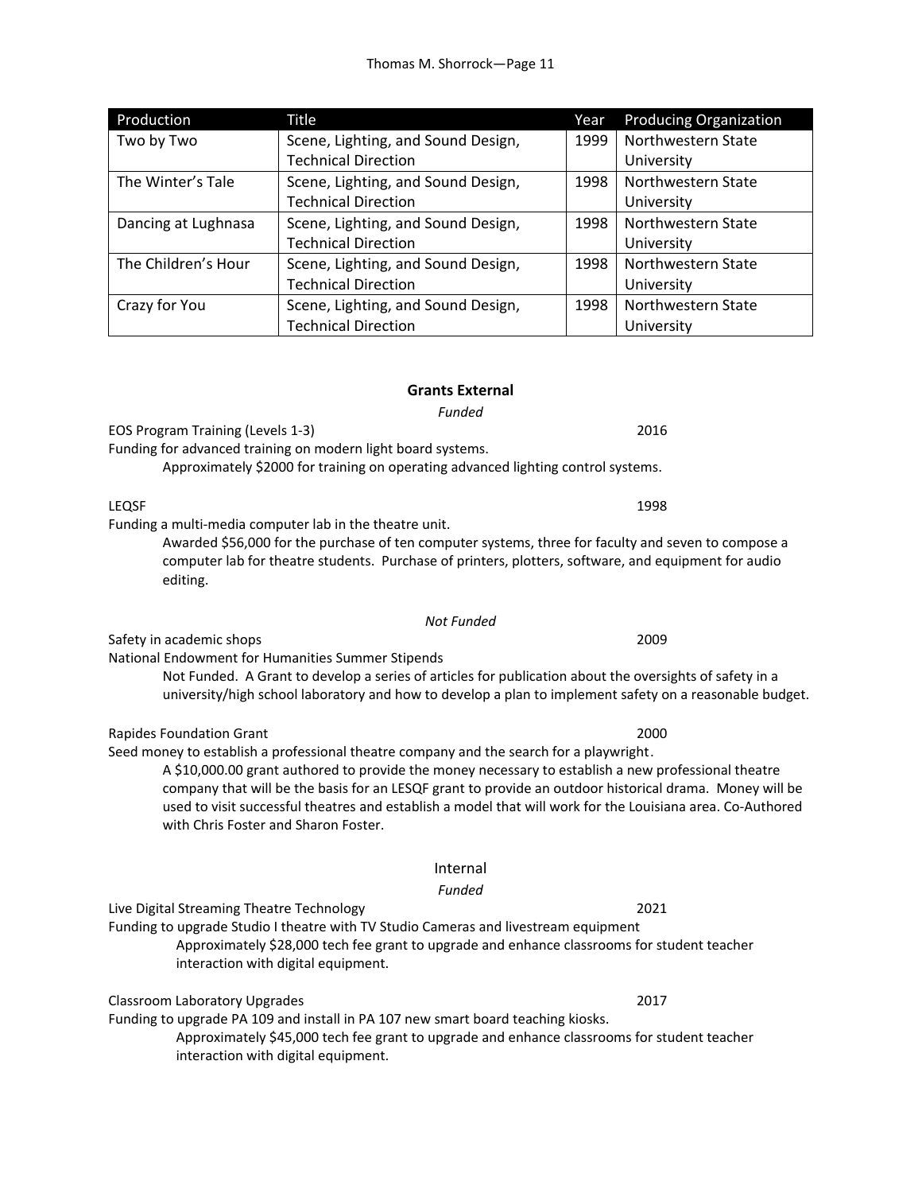| Production | Title | Year | Producing Organization |
|---|---|---|---|
| Two by Two | Scene, Lighting, and Sound Design, Technical Direction | 1999 | Northwestern State University |
| The Winter's Tale | Scene, Lighting, and Sound Design, Technical Direction | 1998 | Northwestern State University |
| Dancing at Lughnasa | Scene, Lighting, and Sound Design, Technical Direction | 1998 | Northwestern State University |
| The Children's Hour | Scene, Lighting, and Sound Design, Technical Direction | 1998 | Northwestern State University |
| Crazy for You | Scene, Lighting, and Sound Design, Technical Direction | 1998 | Northwestern State University |

## Grants External

*Funded*

EOS Program Training (Levels 1-3) 2016

Funding for advanced training on modern light board systems.

Approximately $2000 for training on operating advanced lighting control systems.

LEQSF 1998

Funding a multi-media computer lab in the theatre unit.

Awarded $56,000 for the purchase of ten computer systems, three for faculty and seven to compose a computer lab for theatre students. Purchase of printers, plotters, software, and equipment for audio editing.

*Not Funded*

Safety in academic shops 2009

National Endowment for Humanities Summer Stipends

Not Funded. A Grant to develop a series of articles for publication about the oversights of safety in a university/high school laboratory and how to develop a plan to implement safety on a reasonable budget.

Rapides Foundation Grant 2000

Seed money to establish a professional theatre company and the search for a playwright.

A $10,000.00 grant authored to provide the money necessary to establish a new professional theatre company that will be the basis for an LESQF grant to provide an outdoor historical drama. Money will be used to visit successful theatres and establish a model that will work for the Louisiana area. Co-Authored with Chris Foster and Sharon Foster.

## Internal

*Funded*

Live Digital Streaming Theatre Technology 2021

Funding to upgrade Studio I theatre with TV Studio Cameras and livestream equipment

Approximately $28,000 tech fee grant to upgrade and enhance classrooms for student teacher interaction with digital equipment.

Classroom Laboratory Upgrades 2017

Funding to upgrade PA 109 and install in PA 107 new smart board teaching kiosks.

Approximately $45,000 tech fee grant to upgrade and enhance classrooms for student teacher interaction with digital equipment.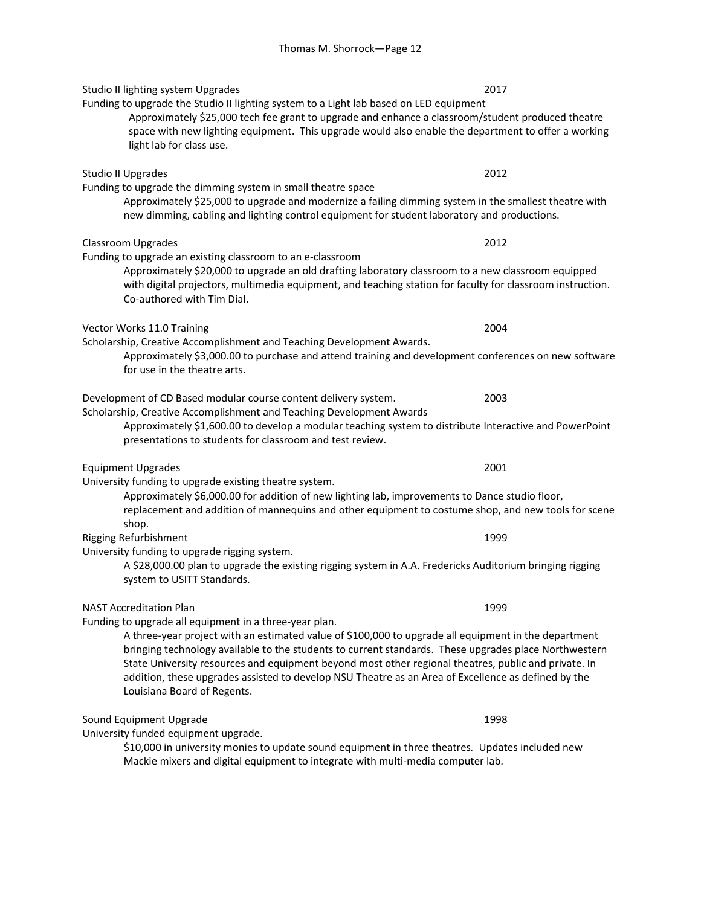Studio II lighting system Upgrades 2017

Funding to upgrade the Studio II lighting system to a Light lab based on LED equipment

> Approximately $25,000 tech fee grant to upgrade and enhance a classroom/student produced theatre space with new lighting equipment. This upgrade would also enable the department to offer a working light lab for class use.

Studio II Upgrades 2012

Funding to upgrade the dimming system in small theatre space

> Approximately $25,000 to upgrade and modernize a failing dimming system in the smallest theatre with new dimming, cabling and lighting control equipment for student laboratory and productions.

Classroom Upgrades 2012

Funding to upgrade an existing classroom to an e-classroom

> Approximately $20,000 to upgrade an old drafting laboratory classroom to a new classroom equipped with digital projectors, multimedia equipment, and teaching station for faculty for classroom instruction. Co-authored with Tim Dial.

Vector Works 11.0 Training 2004

Scholarship, Creative Accomplishment and Teaching Development Awards.

> Approximately $3,000.00 to purchase and attend training and development conferences on new software for use in the theatre arts.

Development of CD Based modular course content delivery system. 2003

Scholarship, Creative Accomplishment and Teaching Development Awards

> Approximately $1,600.00 to develop a modular teaching system to distribute Interactive and PowerPoint presentations to students for classroom and test review.

Equipment Upgrades 2001

University funding to upgrade existing theatre system.

> Approximately $6,000.00 for addition of new lighting lab, improvements to Dance studio floor, replacement and addition of mannequins and other equipment to costume shop, and new tools for scene shop.

Rigging Refurbishment 1999

University funding to upgrade rigging system.

> A $28,000.00 plan to upgrade the existing rigging system in A.A. Fredericks Auditorium bringing rigging system to USITT Standards.

NAST Accreditation Plan 1999

Funding to upgrade all equipment in a three-year plan.

> A three-year project with an estimated value of $100,000 to upgrade all equipment in the department bringing technology available to the students to current standards. These upgrades place Northwestern State University resources and equipment beyond most other regional theatres, public and private. In addition, these upgrades assisted to develop NSU Theatre as an Area of Excellence as defined by the Louisiana Board of Regents.

Sound Equipment Upgrade 1998

University funded equipment upgrade.

> $10,000 in university monies to update sound equipment in three theatres. Updates included new Mackie mixers and digital equipment to integrate with multi-media computer lab.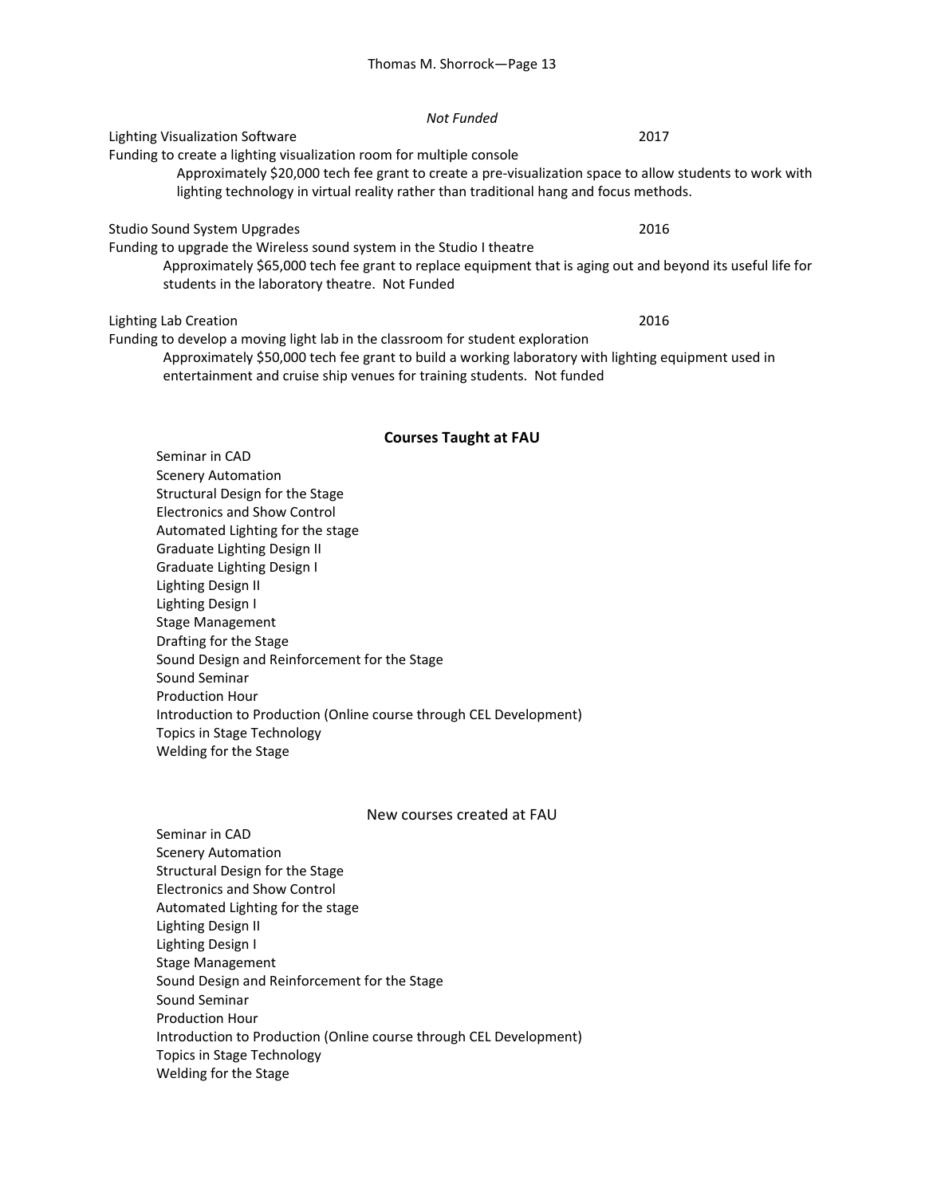*Not Funded*

Lighting Visualization Software 2017

Funding to create a lighting visualization room for multiple console

Approximately $20,000 tech fee grant to create a pre-visualization space to allow students to work with lighting technology in virtual reality rather than traditional hang and focus methods.

Studio Sound System Upgrades 2016

Funding to upgrade the Wireless sound system in the Studio I theatre

Approximately $65,000 tech fee grant to replace equipment that is aging out and beyond its useful life for students in the laboratory theatre. Not Funded

Lighting Lab Creation 2016

Funding to develop a moving light lab in the classroom for student exploration

Approximately $50,000 tech fee grant to build a working laboratory with lighting equipment used in entertainment and cruise ship venues for training students. Not funded

## Courses Taught at FAU

Seminar in CAD
Scenery Automation
Structural Design for the Stage
Electronics and Show Control
Automated Lighting for the stage
Graduate Lighting Design II
Graduate Lighting Design I
Lighting Design II
Lighting Design I
Stage Management
Drafting for the Stage
Sound Design and Reinforcement for the Stage
Sound Seminar
Production Hour
Introduction to Production (Online course through CEL Development)
Topics in Stage Technology
Welding for the Stage

## New courses created at FAU

Seminar in CAD
Scenery Automation
Structural Design for the Stage
Electronics and Show Control
Automated Lighting for the stage
Lighting Design II
Lighting Design I
Stage Management
Sound Design and Reinforcement for the Stage
Sound Seminar
Production Hour
Introduction to Production (Online course through CEL Development)
Topics in Stage Technology
Welding for the Stage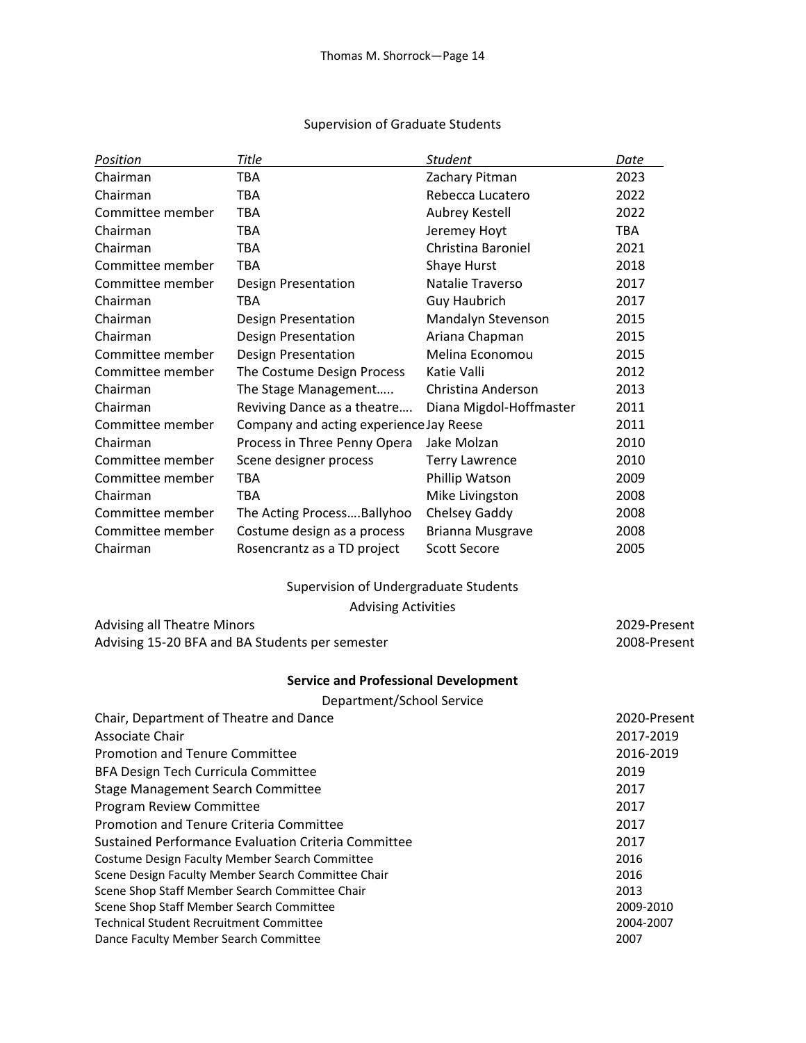## Supervision of Graduate Students

| *Position* | *Title* | *Student* | *Date* |
|---|---|---|---|
| Chairman | TBA | Zachary Pitman | 2023 |
| Chairman | TBA | Rebecca Lucatero | 2022 |
| Committee member | TBA | Aubrey Kestell | 2022 |
| Chairman | TBA | Jeremey Hoyt | TBA |
| Chairman | TBA | Christina Baroniel | 2021 |
| Committee member | TBA | Shaye Hurst | 2018 |
| Committee member | Design Presentation | Natalie Traverso | 2017 |
| Chairman | TBA | Guy Haubrich | 2017 |
| Chairman | Design Presentation | Mandalyn Stevenson | 2015 |
| Chairman | Design Presentation | Ariana Chapman | 2015 |
| Committee member | Design Presentation | Melina Economou | 2015 |
| Committee member | The Costume Design Process | Katie Valli | 2012 |
| Chairman | The Stage Management….. | Christina Anderson | 2013 |
| Chairman | Reviving Dance as a theatre…. | Diana Migdol-Hoffmaster | 2011 |
| Committee member | Company and acting experience | Jay Reese | 2011 |
| Chairman | Process in Three Penny Opera | Jake Molzan | 2010 |
| Committee member | Scene designer process | Terry Lawrence | 2010 |
| Committee member | TBA | Phillip Watson | 2009 |
| Chairman | TBA | Mike Livingston | 2008 |
| Committee member | The Acting Process….Ballyhoo | Chelsey Gaddy | 2008 |
| Committee member | Costume design as a process | Brianna Musgrave | 2008 |
| Chairman | Rosencrantz as a TD project | Scott Secore | 2005 |

## Supervision of Undergraduate Students

### Advising Activities

| | |
|---|---|
| Advising all Theatre Minors | 2029-Present |
| Advising 15-20 BFA and BA Students per semester | 2008-Present |

## Service and Professional Development

### Department/School Service

| | |
|---|---|
| Chair, Department of Theatre and Dance | 2020-Present |
| Associate Chair | 2017-2019 |
| Promotion and Tenure Committee | 2016-2019 |
| BFA Design Tech Curricula Committee | 2019 |
| Stage Management Search Committee | 2017 |
| Program Review Committee | 2017 |
| Promotion and Tenure Criteria Committee | 2017 |
| Sustained Performance Evaluation Criteria Committee | 2017 |
| Costume Design Faculty Member Search Committee | 2016 |
| Scene Design Faculty Member Search Committee Chair | 2016 |
| Scene Shop Staff Member Search Committee Chair | 2013 |
| Scene Shop Staff Member Search Committee | 2009-2010 |
| Technical Student Recruitment Committee | 2004-2007 |
| Dance Faculty Member Search Committee | 2007 |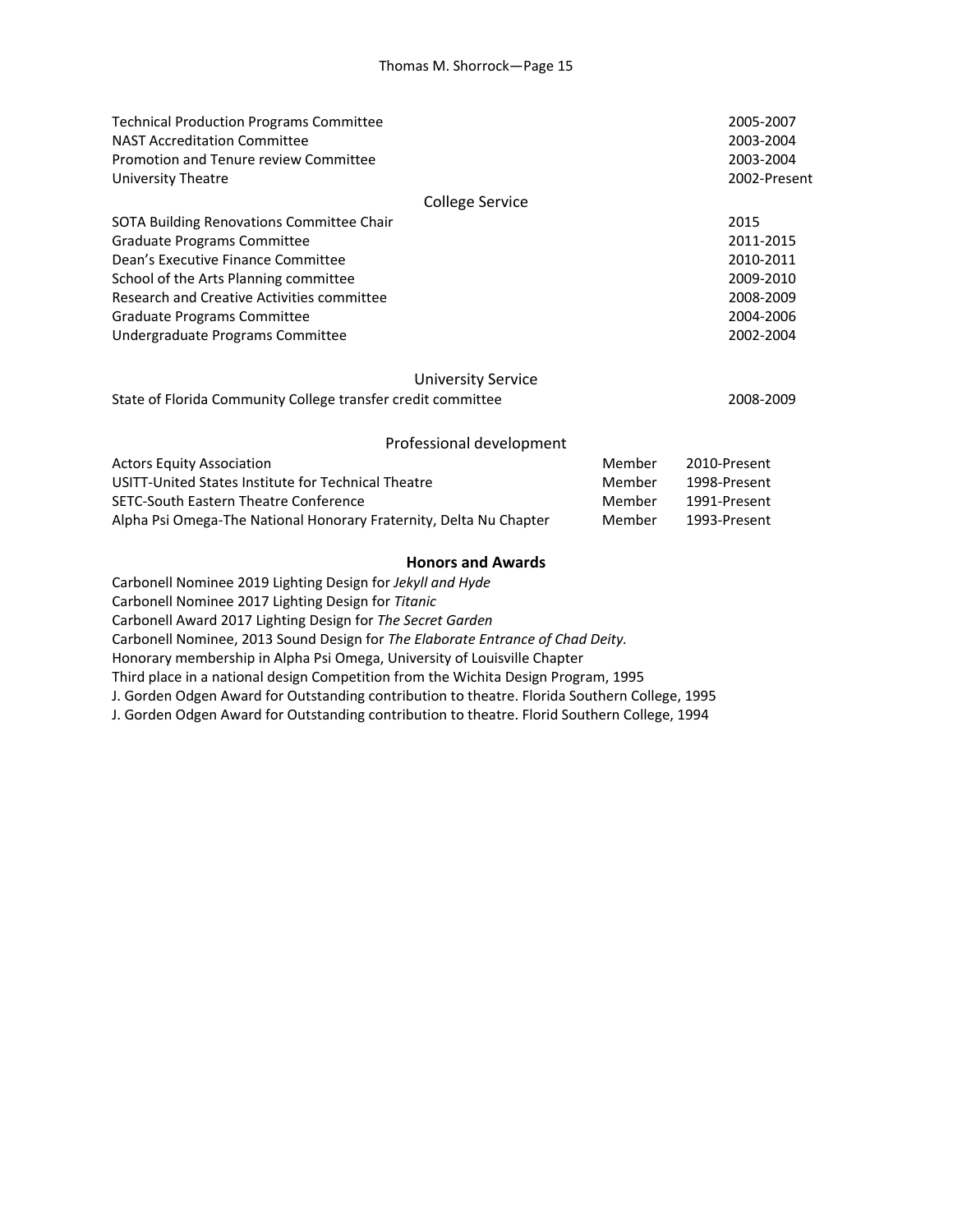| | |
|---|---|
| Technical Production Programs Committee | 2005-2007 |
| NAST Accreditation Committee | 2003-2004 |
| Promotion and Tenure review Committee | 2003-2004 |
| University Theatre | 2002-Present |

## College Service

| | |
|---|---|
| SOTA Building Renovations Committee Chair | 2015 |
| Graduate Programs Committee | 2011-2015 |
| Dean's Executive Finance Committee | 2010-2011 |
| School of the Arts Planning committee | 2009-2010 |
| Research and Creative Activities committee | 2008-2009 |
| Graduate Programs Committee | 2004-2006 |
| Undergraduate Programs Committee | 2002-2004 |

## University Service

| | |
|---|---|
| State of Florida Community College transfer credit committee | 2008-2009 |

## Professional development

| | | |
|---|---|---|
| Actors Equity Association | Member | 2010-Present |
| USITT-United States Institute for Technical Theatre | Member | 1998-Present |
| SETC-South Eastern Theatre Conference | Member | 1991-Present |
| Alpha Psi Omega-The National Honorary Fraternity, Delta Nu Chapter | Member | 1993-Present |

## **Honors and Awards**

Carbonell Nominee 2019 Lighting Design for *Jekyll and Hyde*
Carbonell Nominee 2017 Lighting Design for *Titanic*
Carbonell Award 2017 Lighting Design for *The Secret Garden*
Carbonell Nominee, 2013 Sound Design for *The Elaborate Entrance of Chad Deity.*
Honorary membership in Alpha Psi Omega, University of Louisville Chapter
Third place in a national design Competition from the Wichita Design Program, 1995
J. Gorden Odgen Award for Outstanding contribution to theatre. Florida Southern College, 1995
J. Gorden Odgen Award for Outstanding contribution to theatre. Florid Southern College, 1994